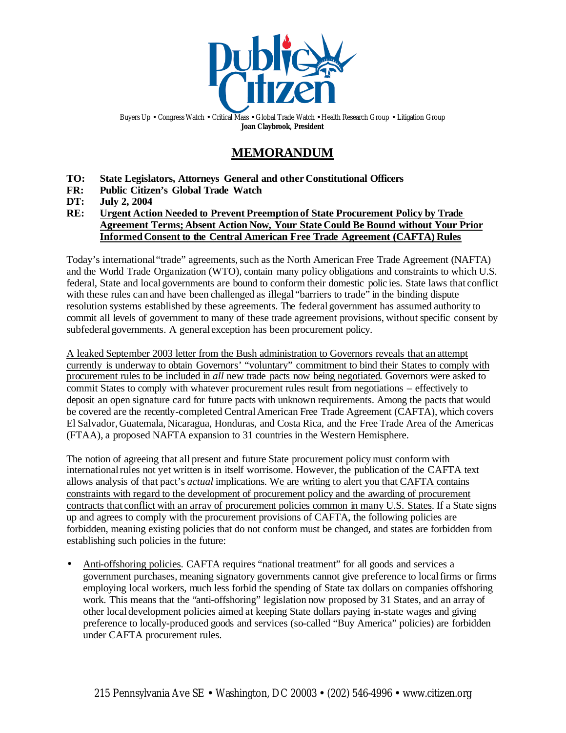Buyers Up • Congress Watch • Critical Mass • Global Trade Watch • Health Research Group • Litigation Group
**Joan Claybrook, President**

# MEMORANDUM

**TO:** **State Legislators, Attorneys General and other Constitutional Officers**
**FR:** **Public Citizen's Global Trade Watch**
**DT:** **July 2, 2004**
**RE:** **Urgent Action Needed to Prevent Preemption of State Procurement Policy by Trade Agreement Terms; Absent Action Now, Your State Could Be Bound without Your Prior Informed Consent to the Central American Free Trade Agreement (CAFTA) Rules**

Today's international "trade" agreements, such as the North American Free Trade Agreement (NAFTA) and the World Trade Organization (WTO), contain many policy obligations and constraints to which U.S. federal, State and local governments are bound to conform their domestic polic ies. State laws that conflict with these rules can and have been challenged as illegal "barriers to trade" in the binding dispute resolution systems established by these agreements. The federal government has assumed authority to commit all levels of government to many of these trade agreement provisions, without specific consent by subfederal governments. A general exception has been procurement policy.

A leaked September 2003 letter from the Bush administration to Governors reveals that an attempt currently is underway to obtain Governors' "voluntary" commitment to bind their States to comply with procurement rules to be included in *all* new trade pacts now being negotiated. Governors were asked to commit States to comply with whatever procurement rules result from negotiations – effectively to deposit an open signature card for future pacts with unknown requirements. Among the pacts that would be covered are the recently-completed Central American Free Trade Agreement (CAFTA), which covers El Salvador, Guatemala, Nicaragua, Honduras, and Costa Rica, and the Free Trade Area of the Americas (FTAA), a proposed NAFTA expansion to 31 countries in the Western Hemisphere.

The notion of agreeing that all present and future State procurement policy must conform with international rules not yet written is in itself worrisome. However, the publication of the CAFTA text allows analysis of that pact's *actual* implications. We are writing to alert you that CAFTA contains constraints with regard to the development of procurement policy and the awarding of procurement contracts that conflict with an array of procurement policies common in many U.S. States. If a State signs up and agrees to comply with the procurement provisions of CAFTA, the following policies are forbidden, meaning existing policies that do not conform must be changed, and states are forbidden from establishing such policies in the future:

- Anti-offshoring policies. CAFTA requires "national treatment" for all goods and services a government purchases, meaning signatory governments cannot give preference to local firms or firms employing local workers, much less forbid the spending of State tax dollars on companies offshoring work. This means that the "anti-offshoring" legislation now proposed by 31 States, and an array of other local development policies aimed at keeping State dollars paying in-state wages and giving preference to locally-produced goods and services (so-called "Buy America" policies) are forbidden under CAFTA procurement rules.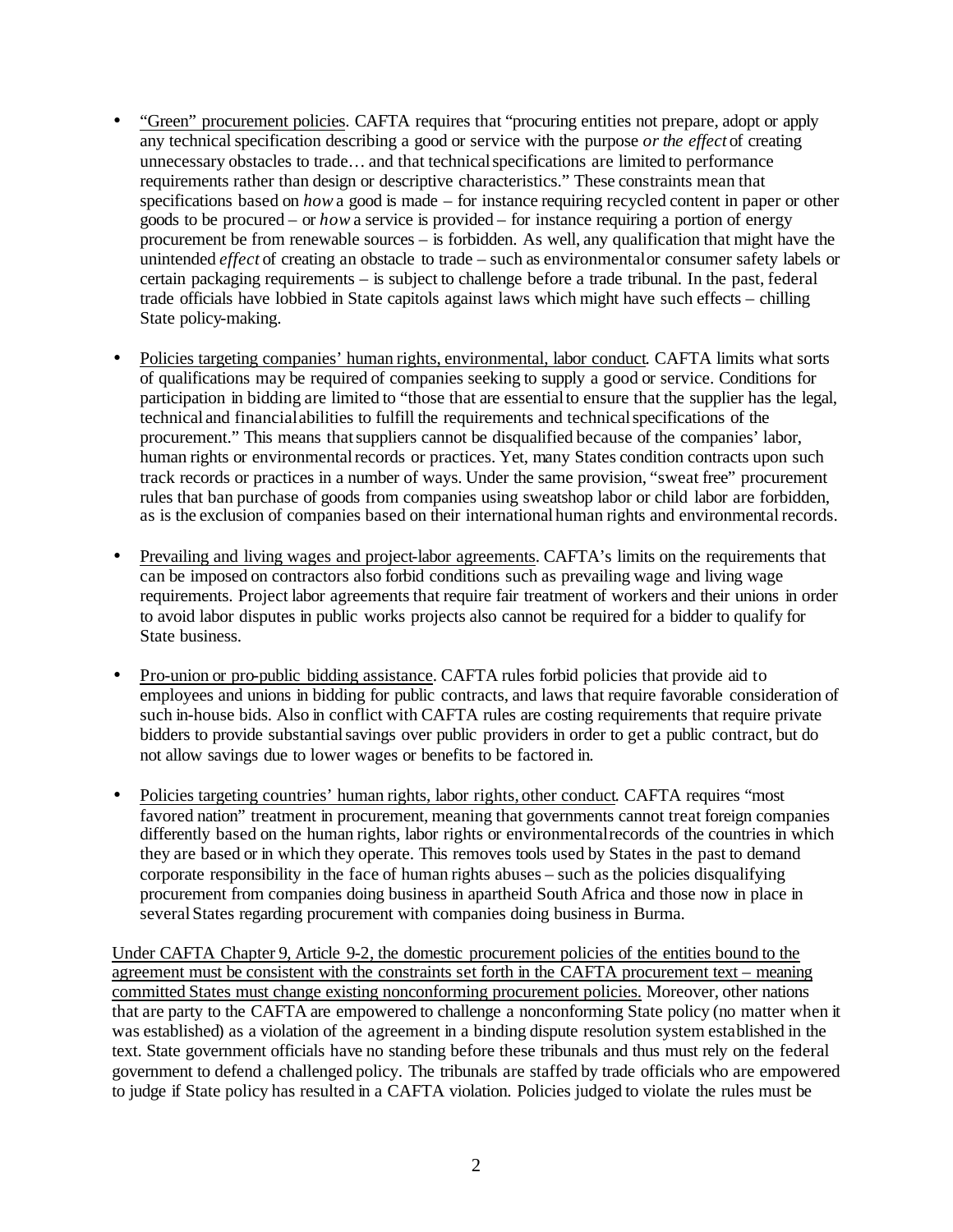- <u>"Green" procurement policies</u>. CAFTA requires that "procuring entities not prepare, adopt or apply any technical specification describing a good or service with the purpose *or the effect* of creating unnecessary obstacles to trade… and that technical specifications are limited to performance requirements rather than design or descriptive characteristics." These constraints mean that specifications based on *how* a good is made – for instance requiring recycled content in paper or other goods to be procured – or *how* a service is provided – for instance requiring a portion of energy procurement be from renewable sources – is forbidden. As well, any qualification that might have the unintended *effect* of creating an obstacle to trade – such as environmental or consumer safety labels or certain packaging requirements – is subject to challenge before a trade tribunal. In the past, federal trade officials have lobbied in State capitols against laws which might have such effects – chilling State policy-making.

- <u>Policies targeting companies' human rights, environmental, labor conduct</u>. CAFTA limits what sorts of qualifications may be required of companies seeking to supply a good or service. Conditions for participation in bidding are limited to "those that are essential to ensure that the supplier has the legal, technical and financial abilities to fulfill the requirements and technical specifications of the procurement." This means that suppliers cannot be disqualified because of the companies' labor, human rights or environmental records or practices. Yet, many States condition contracts upon such track records or practices in a number of ways. Under the same provision, "sweat free" procurement rules that ban purchase of goods from companies using sweatshop labor or child labor are forbidden, as is the exclusion of companies based on their international human rights and environmental records.

- <u>Prevailing and living wages and project-labor agreements</u>. CAFTA's limits on the requirements that can be imposed on contractors also forbid conditions such as prevailing wage and living wage requirements. Project labor agreements that require fair treatment of workers and their unions in order to avoid labor disputes in public works projects also cannot be required for a bidder to qualify for State business.

- <u>Pro-union or pro-public bidding assistance</u>. CAFTA rules forbid policies that provide aid to employees and unions in bidding for public contracts, and laws that require favorable consideration of such in-house bids. Also in conflict with CAFTA rules are costing requirements that require private bidders to provide substantial savings over public providers in order to get a public contract, but do not allow savings due to lower wages or benefits to be factored in.

- <u>Policies targeting countries' human rights, labor rights, other conduct</u>. CAFTA requires "most favored nation" treatment in procurement, meaning that governments cannot treat foreign companies differently based on the human rights, labor rights or environmental records of the countries in which they are based or in which they operate. This removes tools used by States in the past to demand corporate responsibility in the face of human rights abuses – such as the policies disqualifying procurement from companies doing business in apartheid South Africa and those now in place in several States regarding procurement with companies doing business in Burma.

<u>Under CAFTA Chapter 9, Article 9-2, the domestic procurement policies of the entities bound to the agreement must be consistent with the constraints set forth in the CAFTA procurement text – meaning committed States must change existing nonconforming procurement policies.</u> Moreover, other nations that are party to the CAFTA are empowered to challenge a nonconforming State policy (no matter when it was established) as a violation of the agreement in a binding dispute resolution system established in the text. State government officials have no standing before these tribunals and thus must rely on the federal government to defend a challenged policy. The tribunals are staffed by trade officials who are empowered to judge if State policy has resulted in a CAFTA violation. Policies judged to violate the rules must be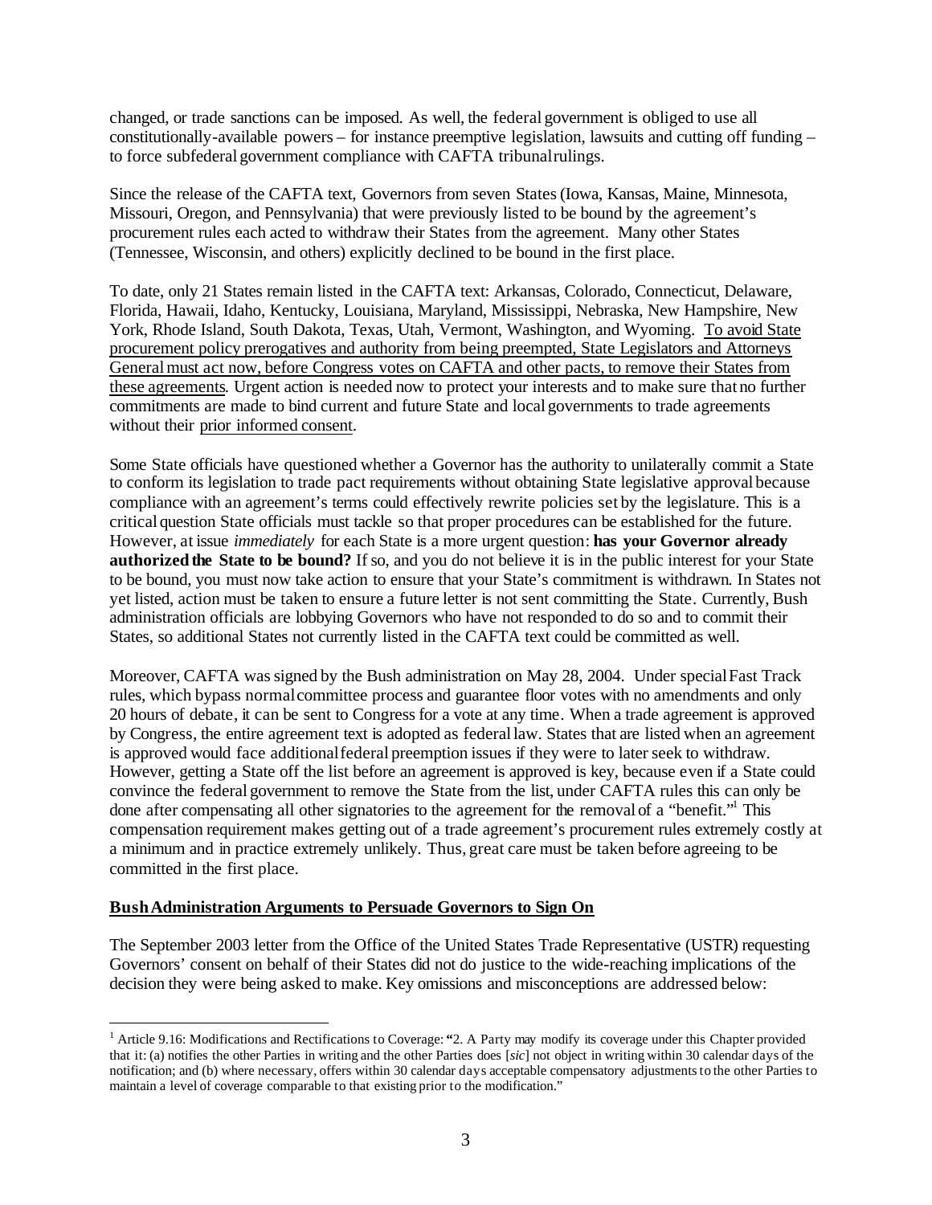changed, or trade sanctions can be imposed. As well, the federal government is obliged to use all constitutionally-available powers – for instance preemptive legislation, lawsuits and cutting off funding – to force subfederal government compliance with CAFTA tribunal rulings.

Since the release of the CAFTA text, Governors from seven States (Iowa, Kansas, Maine, Minnesota, Missouri, Oregon, and Pennsylvania) that were previously listed to be bound by the agreement's procurement rules each acted to withdraw their States from the agreement. Many other States (Tennessee, Wisconsin, and others) explicitly declined to be bound in the first place.

To date, only 21 States remain listed in the CAFTA text: Arkansas, Colorado, Connecticut, Delaware, Florida, Hawaii, Idaho, Kentucky, Louisiana, Maryland, Mississippi, Nebraska, New Hampshire, New York, Rhode Island, South Dakota, Texas, Utah, Vermont, Washington, and Wyoming. <u>To avoid State procurement policy prerogatives and authority from being preempted, State Legislators and Attorneys General must act now, before Congress votes on CAFTA and other pacts, to remove their States from these agreements</u>. Urgent action is needed now to protect your interests and to make sure that no further commitments are made to bind current and future State and local governments to trade agreements without their <u>prior informed consent</u>.

Some State officials have questioned whether a Governor has the authority to unilaterally commit a State to conform its legislation to trade pact requirements without obtaining State legislative approval because compliance with an agreement's terms could effectively rewrite policies set by the legislature. This is a critical question State officials must tackle so that proper procedures can be established for the future. However, at issue *immediately* for each State is a more urgent question: **has your Governor already authorized the State to be bound?** If so, and you do not believe it is in the public interest for your State to be bound, you must now take action to ensure that your State's commitment is withdrawn. In States not yet listed, action must be taken to ensure a future letter is not sent committing the State. Currently, Bush administration officials are lobbying Governors who have not responded to do so and to commit their States, so additional States not currently listed in the CAFTA text could be committed as well.

Moreover, CAFTA was signed by the Bush administration on May 28, 2004. Under special Fast Track rules, which bypass normal committee process and guarantee floor votes with no amendments and only 20 hours of debate, it can be sent to Congress for a vote at any time. When a trade agreement is approved by Congress, the entire agreement text is adopted as federal law. States that are listed when an agreement is approved would face additional federal preemption issues if they were to later seek to withdraw. However, getting a State off the list before an agreement is approved is key, because even if a State could convince the federal government to remove the State from the list, under CAFTA rules this can only be done after compensating all other signatories to the agreement for the removal of a "benefit."[1] This compensation requirement makes getting out of a trade agreement's procurement rules extremely costly at a minimum and in practice extremely unlikely. Thus, great care must be taken before agreeing to be committed in the first place.

## **<u>Bush Administration Arguments to Persuade Governors to Sign On</u>**

The September 2003 letter from the Office of the United States Trade Representative (USTR) requesting Governors' consent on behalf of their States did not do justice to the wide-reaching implications of the decision they were being asked to make. Key omissions and misconceptions are addressed below:

---

[1] Article 9.16: Modifications and Rectifications to Coverage: "2. A Party may modify its coverage under this Chapter provided that it: (a) notifies the other Parties in writing and the other Parties does [*sic*] not object in writing within 30 calendar days of the notification; and (b) where necessary, offers within 30 calendar days acceptable compensatory adjustments to the other Parties to maintain a level of coverage comparable to that existing prior to the modification."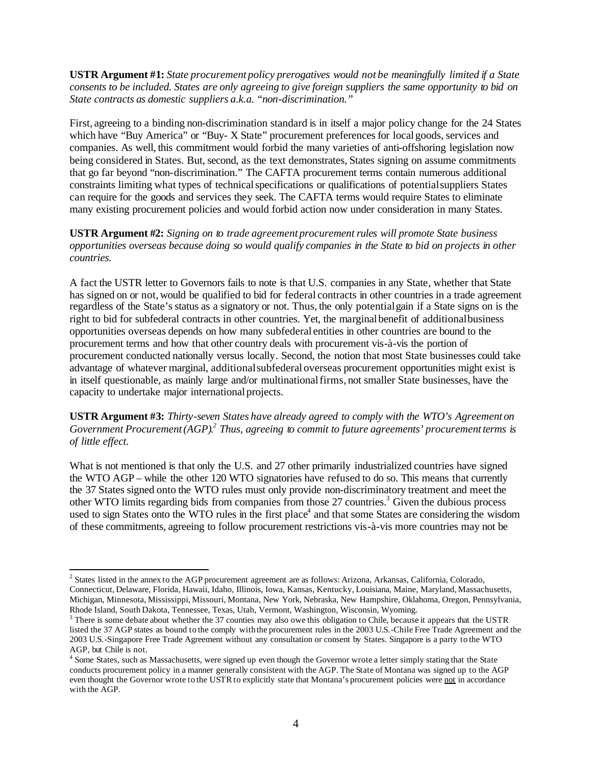**USTR Argument #1:** *State procurement policy prerogatives would not be meaningfully limited if a State consents to be included. States are only agreeing to give foreign suppliers the same opportunity to bid on State contracts as domestic suppliers a.k.a. "non-discrimination."*

First, agreeing to a binding non-discrimination standard is in itself a major policy change for the 24 States which have "Buy America" or "Buy- X State" procurement preferences for local goods, services and companies. As well, this commitment would forbid the many varieties of anti-offshoring legislation now being considered in States. But, second, as the text demonstrates, States signing on assume commitments that go far beyond "non-discrimination." The CAFTA procurement terms contain numerous additional constraints limiting what types of technical specifications or qualifications of potential suppliers States can require for the goods and services they seek. The CAFTA terms would require States to eliminate many existing procurement policies and would forbid action now under consideration in many States.

**USTR Argument #2:** *Signing on to trade agreement procurement rules will promote State business opportunities overseas because doing so would qualify companies in the State to bid on projects in other countries.*

A fact the USTR letter to Governors fails to note is that U.S. companies in any State, whether that State has signed on or not, would be qualified to bid for federal contracts in other countries in a trade agreement regardless of the State's status as a signatory or not. Thus, the only potential gain if a State signs on is the right to bid for subfederal contracts in other countries. Yet, the marginal benefit of additional business opportunities overseas depends on how many subfederal entities in other countries are bound to the procurement terms and how that other country deals with procurement vis-à-vis the portion of procurement conducted nationally versus locally. Second, the notion that most State businesses could take advantage of whatever marginal, additional subfederal overseas procurement opportunities might exist is in itself questionable, as mainly large and/or multinational firms, not smaller State businesses, have the capacity to undertake major international projects.

**USTR Argument #3:** *Thirty-seven States have already agreed to comply with the WTO's Agreement on Government Procurement (AGP).*[2] *Thus, agreeing to commit to future agreements' procurement terms is of little effect.*

What is not mentioned is that only the U.S. and 27 other primarily industrialized countries have signed the WTO AGP – while the other 120 WTO signatories have refused to do so. This means that currently the 37 States signed onto the WTO rules must only provide non-discriminatory treatment and meet the other WTO limits regarding bids from companies from those 27 countries.[3] Given the dubious process used to sign States onto the WTO rules in the first place[4] and that some States are considering the wisdom of these commitments, agreeing to follow procurement restrictions vis-à-vis more countries may not be

---

[2] States listed in the annex to the AGP procurement agreement are as follows: Arizona, Arkansas, California, Colorado, Connecticut, Delaware, Florida, Hawaii, Idaho, Illinois, Iowa, Kansas, Kentucky, Louisiana, Maine, Maryland, Massachusetts, Michigan, Minnesota, Mississippi, Missouri, Montana, New York, Nebraska, New Hampshire, Oklahoma, Oregon, Pennsylvania, Rhode Island, South Dakota, Tennessee, Texas, Utah, Vermont, Washington, Wisconsin, Wyoming.

[3] There is some debate about whether the 37 counties may also owe this obligation to Chile, because it appears that the USTR listed the 37 AGP states as bound to the comply with the procurement rules in the 2003 U.S.-Chile Free Trade Agreement and the 2003 U.S.-Singapore Free Trade Agreement without any consultation or consent by States. Singapore is a party to the WTO AGP, but Chile is not.

[4] Some States, such as Massachusetts, were signed up even though the Governor wrote a letter simply stating that the State conducts procurement policy in a manner generally consistent with the AGP. The State of Montana was signed up to the AGP even thought the Governor wrote to the USTR to explicitly state that Montana's procurement policies were not in accordance with the AGP.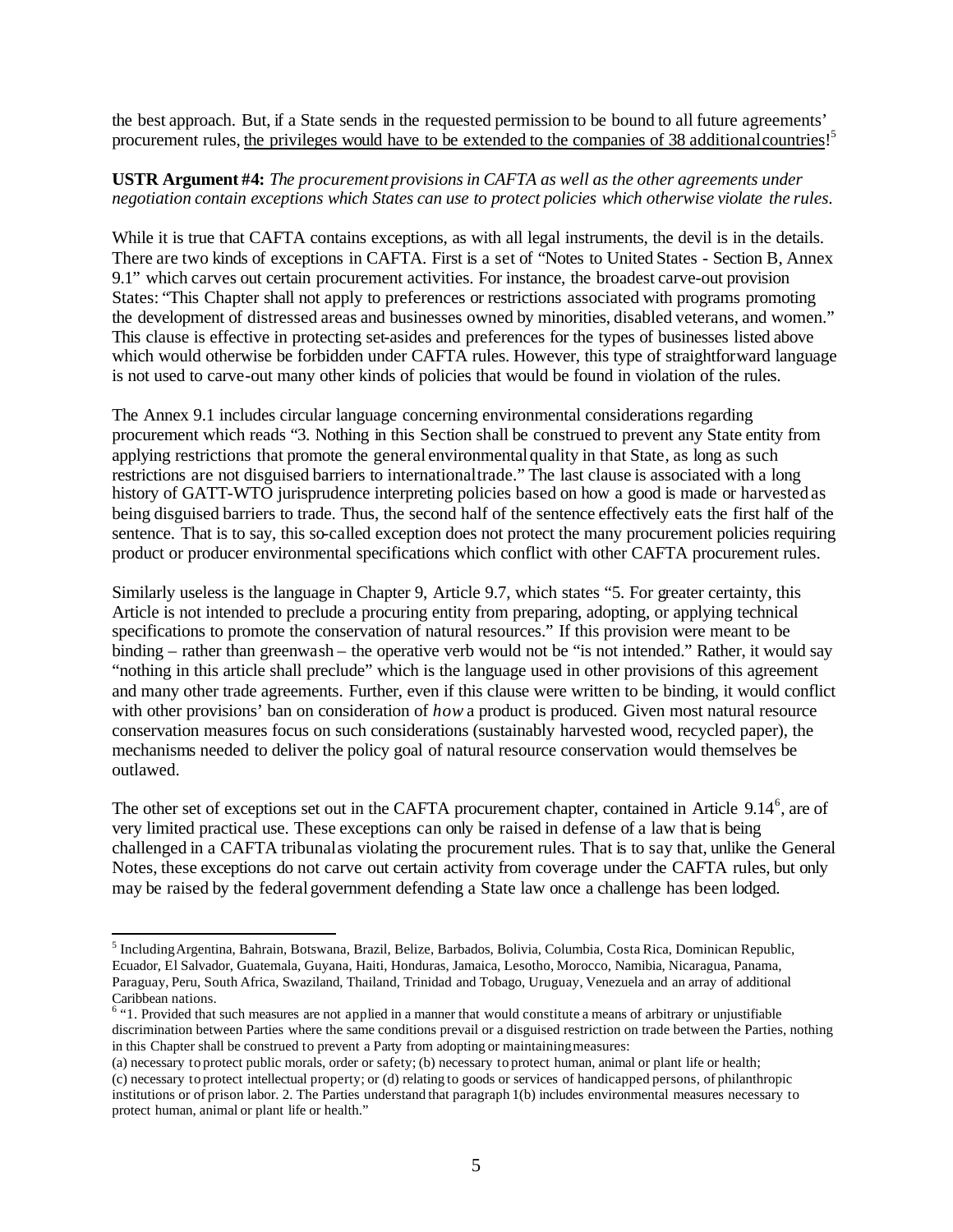the best approach. But, if a State sends in the requested permission to be bound to all future agreements' procurement rules, <u>the privileges would have to be extended to the companies of 38 additional countries</u>![5]

**USTR Argument #4:** *The procurement provisions in CAFTA as well as the other agreements under negotiation contain exceptions which States can use to protect policies which otherwise violate the rules.*

While it is true that CAFTA contains exceptions, as with all legal instruments, the devil is in the details. There are two kinds of exceptions in CAFTA. First is a set of "Notes to United States - Section B, Annex 9.1" which carves out certain procurement activities. For instance, the broadest carve-out provision States: "This Chapter shall not apply to preferences or restrictions associated with programs promoting the development of distressed areas and businesses owned by minorities, disabled veterans, and women." This clause is effective in protecting set-asides and preferences for the types of businesses listed above which would otherwise be forbidden under CAFTA rules. However, this type of straightforward language is not used to carve-out many other kinds of policies that would be found in violation of the rules.

The Annex 9.1 includes circular language concerning environmental considerations regarding procurement which reads "3. Nothing in this Section shall be construed to prevent any State entity from applying restrictions that promote the general environmental quality in that State, as long as such restrictions are not disguised barriers to international trade." The last clause is associated with a long history of GATT-WTO jurisprudence interpreting policies based on how a good is made or harvested as being disguised barriers to trade. Thus, the second half of the sentence effectively eats the first half of the sentence. That is to say, this so-called exception does not protect the many procurement policies requiring product or producer environmental specifications which conflict with other CAFTA procurement rules.

Similarly useless is the language in Chapter 9, Article 9.7, which states "5. For greater certainty, this Article is not intended to preclude a procuring entity from preparing, adopting, or applying technical specifications to promote the conservation of natural resources." If this provision were meant to be binding – rather than greenwash – the operative verb would not be "is not intended." Rather, it would say "nothing in this article shall preclude" which is the language used in other provisions of this agreement and many other trade agreements. Further, even if this clause were written to be binding, it would conflict with other provisions' ban on consideration of *how* a product is produced. Given most natural resource conservation measures focus on such considerations (sustainably harvested wood, recycled paper), the mechanisms needed to deliver the policy goal of natural resource conservation would themselves be outlawed.

The other set of exceptions set out in the CAFTA procurement chapter, contained in Article 9.14[6], are of very limited practical use. These exceptions can only be raised in defense of a law that is being challenged in a CAFTA tribunal as violating the procurement rules. That is to say that, unlike the General Notes, these exceptions do not carve out certain activity from coverage under the CAFTA rules, but only may be raised by the federal government defending a State law once a challenge has been lodged.

---

[5] Including Argentina, Bahrain, Botswana, Brazil, Belize, Barbados, Bolivia, Columbia, Costa Rica, Dominican Republic, Ecuador, El Salvador, Guatemala, Guyana, Haiti, Honduras, Jamaica, Lesotho, Morocco, Namibia, Nicaragua, Panama, Paraguay, Peru, South Africa, Swaziland, Thailand, Trinidad and Tobago, Uruguay, Venezuela and an array of additional Caribbean nations.

[6] "1. Provided that such measures are not applied in a manner that would constitute a means of arbitrary or unjustifiable discrimination between Parties where the same conditions prevail or a disguised restriction on trade between the Parties, nothing in this Chapter shall be construed to prevent a Party from adopting or maintaining measures:
(a) necessary to protect public morals, order or safety; (b) necessary to protect human, animal or plant life or health;
(c) necessary to protect intellectual property; or (d) relating to goods or services of handicapped persons, of philanthropic institutions or of prison labor. 2. The Parties understand that paragraph 1(b) includes environmental measures necessary to protect human, animal or plant life or health."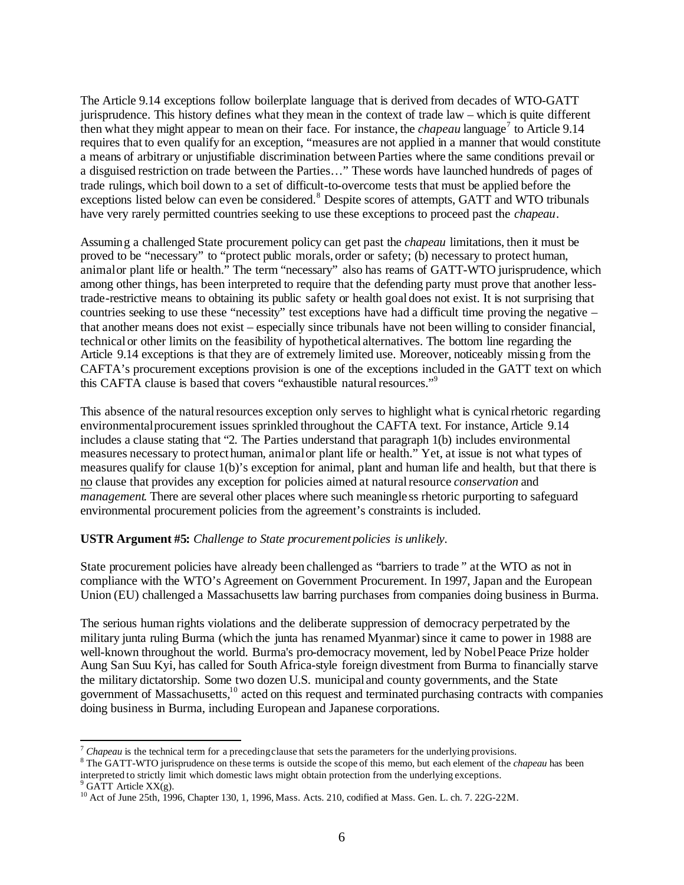The Article 9.14 exceptions follow boilerplate language that is derived from decades of WTO-GATT jurisprudence. This history defines what they mean in the context of trade law – which is quite different then what they might appear to mean on their face. For instance, the *chapeau* language[7] to Article 9.14 requires that to even qualify for an exception, "measures are not applied in a manner that would constitute a means of arbitrary or unjustifiable discrimination between Parties where the same conditions prevail or a disguised restriction on trade between the Parties…" These words have launched hundreds of pages of trade rulings, which boil down to a set of difficult-to-overcome tests that must be applied before the exceptions listed below can even be considered.[8] Despite scores of attempts, GATT and WTO tribunals have very rarely permitted countries seeking to use these exceptions to proceed past the *chapeau*.

Assuming a challenged State procurement policy can get past the *chapeau* limitations, then it must be proved to be "necessary" to "protect public morals, order or safety; (b) necessary to protect human, animal or plant life or health." The term "necessary" also has reams of GATT-WTO jurisprudence, which among other things, has been interpreted to require that the defending party must prove that another less-trade-restrictive means to obtaining its public safety or health goal does not exist. It is not surprising that countries seeking to use these "necessity" test exceptions have had a difficult time proving the negative – that another means does not exist – especially since tribunals have not been willing to consider financial, technical or other limits on the feasibility of hypothetical alternatives. The bottom line regarding the Article 9.14 exceptions is that they are of extremely limited use. Moreover, noticeably missing from the CAFTA's procurement exceptions provision is one of the exceptions included in the GATT text on which this CAFTA clause is based that covers "exhaustible natural resources."[9]

This absence of the natural resources exception only serves to highlight what is cynical rhetoric regarding environmental procurement issues sprinkled throughout the CAFTA text. For instance, Article 9.14 includes a clause stating that "2. The Parties understand that paragraph 1(b) includes environmental measures necessary to protect human, animal or plant life or health." Yet, at issue is not what types of measures qualify for clause 1(b)'s exception for animal, plant and human life and health, but that there is <u>no</u> clause that provides any exception for policies aimed at natural resource *conservation* and *management*. There are several other places where such meaningless rhetoric purporting to safeguard environmental procurement policies from the agreement's constraints is included.

**USTR Argument #5:** *Challenge to State procurement policies is unlikely.*

State procurement policies have already been challenged as "barriers to trade" at the WTO as not in compliance with the WTO's Agreement on Government Procurement. In 1997, Japan and the European Union (EU) challenged a Massachusetts law barring purchases from companies doing business in Burma.

The serious human rights violations and the deliberate suppression of democracy perpetrated by the military junta ruling Burma (which the junta has renamed Myanmar) since it came to power in 1988 are well-known throughout the world. Burma's pro-democracy movement, led by Nobel Peace Prize holder Aung San Suu Kyi, has called for South Africa-style foreign divestment from Burma to financially starve the military dictatorship. Some two dozen U.S. municipal and county governments, and the State government of Massachusetts,[10] acted on this request and terminated purchasing contracts with companies doing business in Burma, including European and Japanese corporations.

---

[7] *Chapeau* is the technical term for a preceding clause that sets the parameters for the underlying provisions.

[8] The GATT-WTO jurisprudence on these terms is outside the scope of this memo, but each element of the *chapeau* has been interpreted to strictly limit which domestic laws might obtain protection from the underlying exceptions.

[9] GATT Article XX(g).

[10] Act of June 25th, 1996, Chapter 130, 1, 1996, Mass. Acts. 210, codified at Mass. Gen. L. ch. 7. 22G-22M.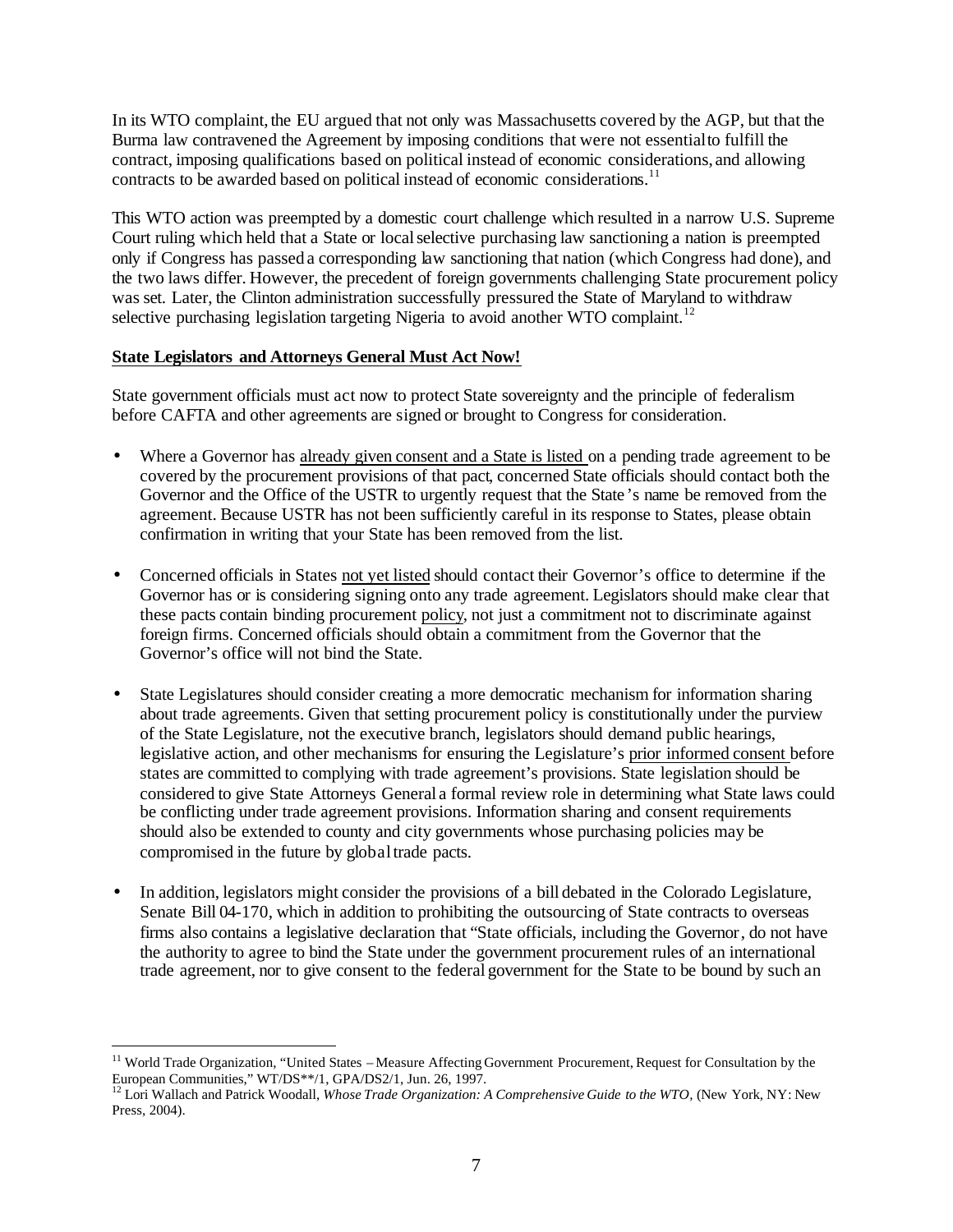In its WTO complaint, the EU argued that not only was Massachusetts covered by the AGP, but that the Burma law contravened the Agreement by imposing conditions that were not essential to fulfill the contract, imposing qualifications based on political instead of economic considerations, and allowing contracts to be awarded based on political instead of economic considerations.[11]

This WTO action was preempted by a domestic court challenge which resulted in a narrow U.S. Supreme Court ruling which held that a State or local selective purchasing law sanctioning a nation is preempted only if Congress has passed a corresponding law sanctioning that nation (which Congress had done), and the two laws differ. However, the precedent of foreign governments challenging State procurement policy was set. Later, the Clinton administration successfully pressured the State of Maryland to withdraw selective purchasing legislation targeting Nigeria to avoid another WTO complaint.[12]

**State Legislators and Attorneys General Must Act Now!**

State government officials must act now to protect State sovereignty and the principle of federalism before CAFTA and other agreements are signed or brought to Congress for consideration.

- Where a Governor has already given consent and a State is listed on a pending trade agreement to be covered by the procurement provisions of that pact, concerned State officials should contact both the Governor and the Office of the USTR to urgently request that the State's name be removed from the agreement. Because USTR has not been sufficiently careful in its response to States, please obtain confirmation in writing that your State has been removed from the list.

- Concerned officials in States not yet listed should contact their Governor's office to determine if the Governor has or is considering signing onto any trade agreement. Legislators should make clear that these pacts contain binding procurement policy, not just a commitment not to discriminate against foreign firms. Concerned officials should obtain a commitment from the Governor that the Governor's office will not bind the State.

- State Legislatures should consider creating a more democratic mechanism for information sharing about trade agreements. Given that setting procurement policy is constitutionally under the purview of the State Legislature, not the executive branch, legislators should demand public hearings, legislative action, and other mechanisms for ensuring the Legislature's prior informed consent before states are committed to complying with trade agreement's provisions. State legislation should be considered to give State Attorneys General a formal review role in determining what State laws could be conflicting under trade agreement provisions. Information sharing and consent requirements should also be extended to county and city governments whose purchasing policies may be compromised in the future by global trade pacts.

- In addition, legislators might consider the provisions of a bill debated in the Colorado Legislature, Senate Bill 04-170, which in addition to prohibiting the outsourcing of State contracts to overseas firms also contains a legislative declaration that "State officials, including the Governor, do not have the authority to agree to bind the State under the government procurement rules of an international trade agreement, nor to give consent to the federal government for the State to be bound by such an

---

[11] World Trade Organization, "United States – Measure Affecting Government Procurement, Request for Consultation by the European Communities," WT/DS**/1, GPA/DS2/1, Jun. 26, 1997.

[12] Lori Wallach and Patrick Woodall, *Whose Trade Organization: A Comprehensive Guide to the WTO*, (New York, NY: New Press, 2004).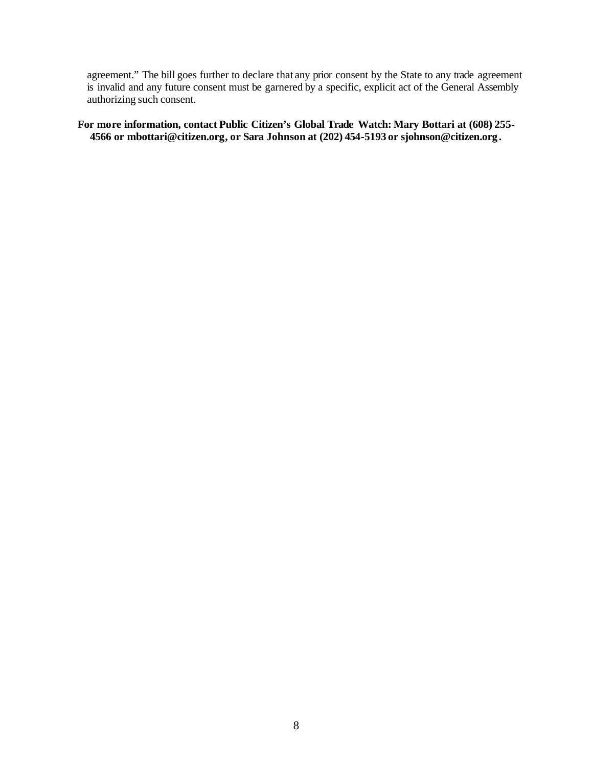agreement." The bill goes further to declare that any prior consent by the State to any trade agreement is invalid and any future consent must be garnered by a specific, explicit act of the General Assembly authorizing such consent.

**For more information, contact Public Citizen's Global Trade Watch: Mary Bottari at (608) 255-4566 or mbottari@citizen.org, or Sara Johnson at (202) 454-5193 or sjohnson@citizen.org.**